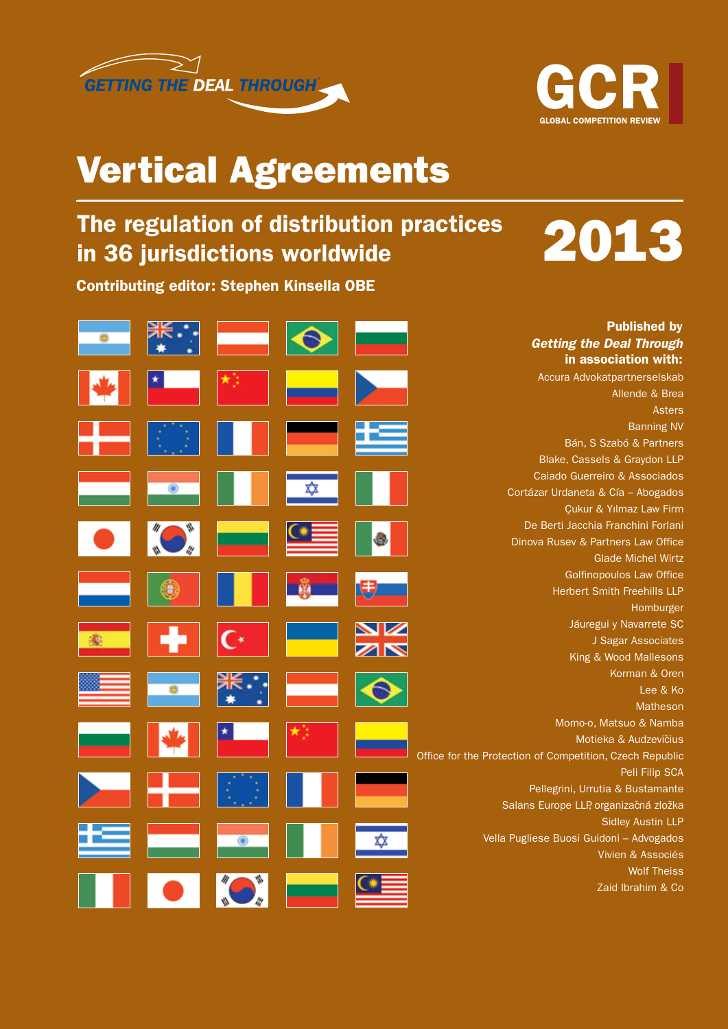GETTING THE DEAL THROUGH

GCR
GLOBAL COMPETITION REVIEW

# Vertical Agreements

## The regulation of distribution practices in 36 jurisdictions worldwide

## 2013

**Contributing editor: Stephen Kinsella OBE**

**Published by**
***Getting the Deal Through***
**in association with:**

Accura Advokatpartnerselskab
Allende & Brea
Asters
Banning NV
Bán, S Szabó & Partners
Blake, Cassels & Graydon LLP
Caiado Guerreiro & Associados
Cortázar Urdaneta & Cía – Abogados
Çukur & Yılmaz Law Firm
De Berti Jacchia Franchini Forlani
Dinova Rusev & Partners Law Office
Glade Michel Wirtz
Golfinopoulos Law Office
Herbert Smith Freehills LLP
Homburger
Jáuregui y Navarrete SC
J Sagar Associates
King & Wood Mallesons
Korman & Oren
Lee & Ko
Matheson
Momo-o, Matsuo & Namba
Motieka & Audzevičius
Office for the Protection of Competition, Czech Republic
Peli Filip SCA
Pellegrini, Urrutia & Bustamante
Salans Europe LLP, organizačná zložka
Sidley Austin LLP
Vella Pugliese Buosi Guidoni – Advogados
Vivien & Associés
Wolf Theiss
Zaid Ibrahim & Co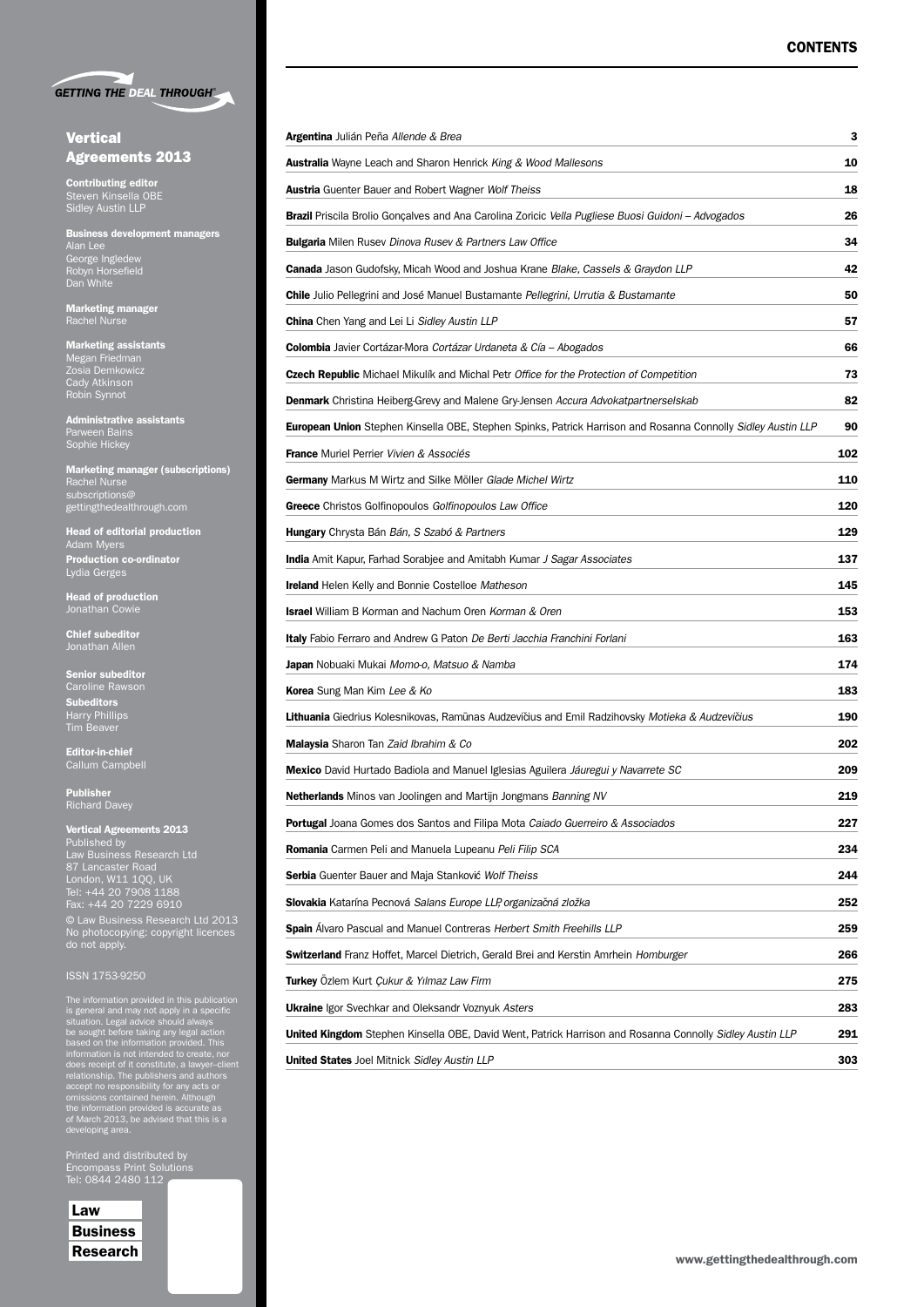# Vertical Agreements 2013

**Contributing editor**
Steven Kinsella OBE
Sidley Austin LLP

**Business development managers**
Alan Lee
George Ingledew
Robyn Horsefield
Dan White

**Marketing manager**
Rachel Nurse

**Marketing assistants**
Megan Friedman
Zosia Demkowicz
Cady Atkinson
Robin Synnot

**Administrative assistants**
Parween Bains
Sophie Hickey

**Marketing manager (subscriptions)**
Rachel Nurse
subscriptions@gettingthedealthrough.com

**Head of editorial production**
Adam Myers

**Production co-ordinator**
Lydia Gerges

**Head of production**
Jonathan Cowie

**Chief subeditor**
Jonathan Allen

**Senior subeditor**
Caroline Rawson

**Subeditors**
Harry Phillips
Tim Beaver

**Editor-in-chief**
Callum Campbell

**Publisher**
Richard Davey

**Vertical Agreements 2013**
Published by
Law Business Research Ltd
87 Lancaster Road
London, W11 1QQ, UK
Tel: +44 20 7908 1188
Fax: +44 20 7229 6910

© Law Business Research Ltd 2013
No photocopying: copyright licences do not apply.

ISSN 1753-9250

The information provided in this publication is general and may not apply in a specific situation. Legal advice should always be sought before taking any legal action based on the information provided. This information is not intended to create, nor does receipt of it constitute, a lawyer–client relationship. The publishers and authors accept no responsibility for any acts or omissions contained herein. Although the information provided is accurate as of March 2013, be advised that this is a developing area.

Printed and distributed by
Encompass Print Solutions
Tel: 0844 2480 112

## CONTENTS

| | |
|---|---|
| **Argentina** Julián Peña *Allende & Brea* | 3 |
| **Australia** Wayne Leach and Sharon Henrick *King & Wood Mallesons* | 10 |
| **Austria** Guenter Bauer and Robert Wagner *Wolf Theiss* | 18 |
| **Brazil** Priscila Brolio Gonçalves and Ana Carolina Zoricic *Vella Pugliese Buosi Guidoni – Advogados* | 26 |
| **Bulgaria** Milen Rusev *Dinova Rusev & Partners Law Office* | 34 |
| **Canada** Jason Gudofsky, Micah Wood and Joshua Krane *Blake, Cassels & Graydon LLP* | 42 |
| **Chile** Julio Pellegrini and José Manuel Bustamante *Pellegrini, Urrutia & Bustamante* | 50 |
| **China** Chen Yang and Lei Li *Sidley Austin LLP* | 57 |
| **Colombia** Javier Cortázar-Mora *Cortázar Urdaneta & Cía – Abogados* | 66 |
| **Czech Republic** Michael Mikulík and Michal Petr *Office for the Protection of Competition* | 73 |
| **Denmark** Christina Heiberg-Grevy and Malene Gry-Jensen *Accura Advokatpartnerselskab* | 82 |
| **European Union** Stephen Kinsella OBE, Stephen Spinks, Patrick Harrison and Rosanna Connolly *Sidley Austin LLP* | 90 |
| **France** Muriel Perrier *Vivien & Associés* | 102 |
| **Germany** Markus M Wirtz and Silke Möller *Glade Michel Wirtz* | 110 |
| **Greece** Christos Golfinopoulos *Golfinopoulos Law Office* | 120 |
| **Hungary** Chrysta Bán *Bán, S Szabó & Partners* | 129 |
| **India** Amit Kapur, Farhad Sorabjee and Amitabh Kumar *J Sagar Associates* | 137 |
| **Ireland** Helen Kelly and Bonnie Costelloe *Matheson* | 145 |
| **Israel** William B Korman and Nachum Oren *Korman & Oren* | 153 |
| **Italy** Fabio Ferraro and Andrew G Paton *De Berti Jacchia Franchini Forlani* | 163 |
| **Japan** Nobuaki Mukai *Momo-o, Matsuo & Namba* | 174 |
| **Korea** Sung Man Kim *Lee & Ko* | 183 |
| **Lithuania** Giedrius Kolesnikovas, Ramūnas Audzevičius and Emil Radzihovsky *Motieka & Audzevičius* | 190 |
| **Malaysia** Sharon Tan *Zaid Ibrahim & Co* | 202 |
| **Mexico** David Hurtado Badiola and Manuel Iglesias Aguilera *Jáuregui y Navarrete SC* | 209 |
| **Netherlands** Minos van Joolingen and Martijn Jongmans *Banning NV* | 219 |
| **Portugal** Joana Gomes dos Santos and Filipa Mota *Caiado Guerreiro & Associados* | 227 |
| **Romania** Carmen Peli and Manuela Lupeanu *Peli Filip SCA* | 234 |
| **Serbia** Guenter Bauer and Maja Stanković *Wolf Theiss* | 244 |
| **Slovakia** Katarína Pecnová *Salans Europe LLP, organizačná zložka* | 252 |
| **Spain** Álvaro Pascual and Manuel Contreras *Herbert Smith Freehills LLP* | 259 |
| **Switzerland** Franz Hoffet, Marcel Dietrich, Gerald Brei and Kerstin Amrhein *Homburger* | 266 |
| **Turkey** Özlem Kurt *Çukur & Yılmaz Law Firm* | 275 |
| **Ukraine** Igor Svechkar and Oleksandr Voznyuk *Asters* | 283 |
| **United Kingdom** Stephen Kinsella OBE, David Went, Patrick Harrison and Rosanna Connolly *Sidley Austin LLP* | 291 |
| **United States** Joel Mitnick *Sidley Austin LLP* | 303 |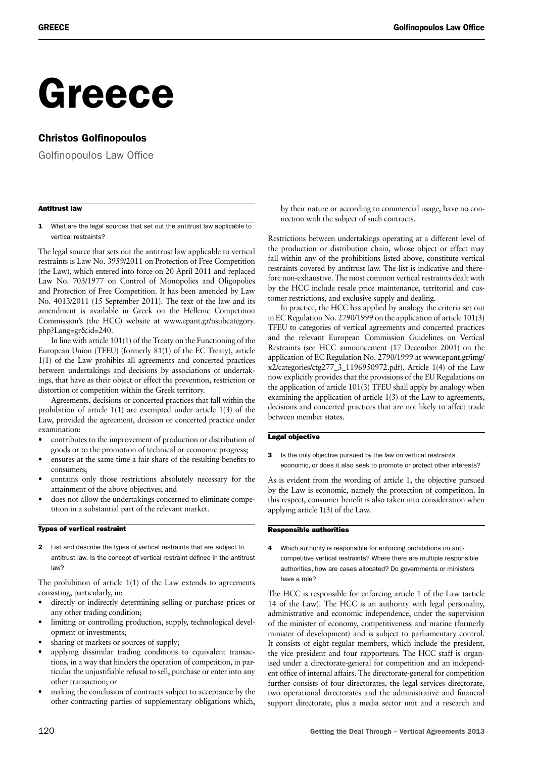# Greece

## Christos Golfinopoulos

Golfinopoulos Law Office

### Antitrust law

**1** What are the legal sources that set out the antitrust law applicable to vertical restraints?

The legal source that sets out the antitrust law applicable to vertical restraints is Law No. 3959/2011 on Protection of Free Competition (the Law), which entered into force on 20 April 2011 and replaced Law No. 703/1977 on Control of Monopolies and Oligopolies and Protection of Free Competition. It has been amended by Law No. 4013/2011 (15 September 2011). The text of the law and its amendment is available in Greek on the Hellenic Competition Commission's (the HCC) website at www.epant.gr/nsubcategory.php?Lang=gr&id=240.

In line with article 101(1) of the Treaty on the Functioning of the European Union (TFEU) (formerly 81(1) of the EC Treaty), article 1(1) of the Law prohibits all agreements and concerted practices between undertakings and decisions by associations of undertakings, that have as their object or effect the prevention, restriction or distortion of competition within the Greek territory.

Agreements, decisions or concerted practices that fall within the prohibition of article 1(1) are exempted under article 1(3) of the Law, provided the agreement, decision or concerted practice under examination:

- contributes to the improvement of production or distribution of goods or to the promotion of technical or economic progress;
- ensures at the same time a fair share of the resulting benefits to consumers;
- contains only those restrictions absolutely necessary for the attainment of the above objectives; and
- does not allow the undertakings concerned to eliminate competition in a substantial part of the relevant market.

### Types of vertical restraint

**2** List and describe the types of vertical restraints that are subject to antitrust law. Is the concept of vertical restraint defined in the antitrust law?

The prohibition of article 1(1) of the Law extends to agreements consisting, particularly, in:

- directly or indirectly determining selling or purchase prices or any other trading condition;
- limiting or controlling production, supply, technological development or investments;
- sharing of markets or sources of supply;
- applying dissimilar trading conditions to equivalent transactions, in a way that hinders the operation of competition, in particular the unjustifiable refusal to sell, purchase or enter into any other transaction; or
- making the conclusion of contracts subject to acceptance by the other contracting parties of supplementary obligations which, by their nature or according to commercial usage, have no connection with the subject of such contracts.

Restrictions between undertakings operating at a different level of the production or distribution chain, whose object or effect may fall within any of the prohibitions listed above, constitute vertical restraints covered by antitrust law. The list is indicative and therefore non-exhaustive. The most common vertical restraints dealt with by the HCC include resale price maintenance, territorial and customer restrictions, and exclusive supply and dealing.

In practice, the HCC has applied by analogy the criteria set out in EC Regulation No. 2790/1999 on the application of article 101(3) TFEU to categories of vertical agreements and concerted practices and the relevant European Commission Guidelines on Vertical Restraints (see HCC announcement (17 December 2001) on the application of EC Regulation No. 2790/1999 at www.epant.gr/img/x2/categories/ctg277_3_1196950972.pdf). Article 1(4) of the Law now explicitly provides that the provisions of the EU Regulations on the application of article 101(3) TFEU shall apply by analogy when examining the application of article 1(3) of the Law to agreements, decisions and concerted practices that are not likely to affect trade between member states.

### Legal objective

**3** Is the only objective pursued by the law on vertical restraints economic, or does it also seek to promote or protect other interests?

As is evident from the wording of article 1, the objective pursued by the Law is economic, namely the protection of competition. In this respect, consumer benefit is also taken into consideration when applying article 1(3) of the Law.

### Responsible authorities

**4** Which authority is responsible for enforcing prohibitions on anti-competitive vertical restraints? Where there are multiple responsible authorities, how are cases allocated? Do governments or ministers have a role?

The HCC is responsible for enforcing article 1 of the Law (article 14 of the Law). The HCC is an authority with legal personality, administrative and economic independence, under the supervision of the minister of economy, competitiveness and marine (formerly minister of development) and is subject to parliamentary control. It consists of eight regular members, which include the president, the vice president and four rapporteurs. The HCC staff is organised under a directorate-general for competition and an independent office of internal affairs. The directorate-general for competition further consists of four directorates, the legal services directorate, two operational directorates and the administrative and financial support directorate, plus a media sector unit and a research and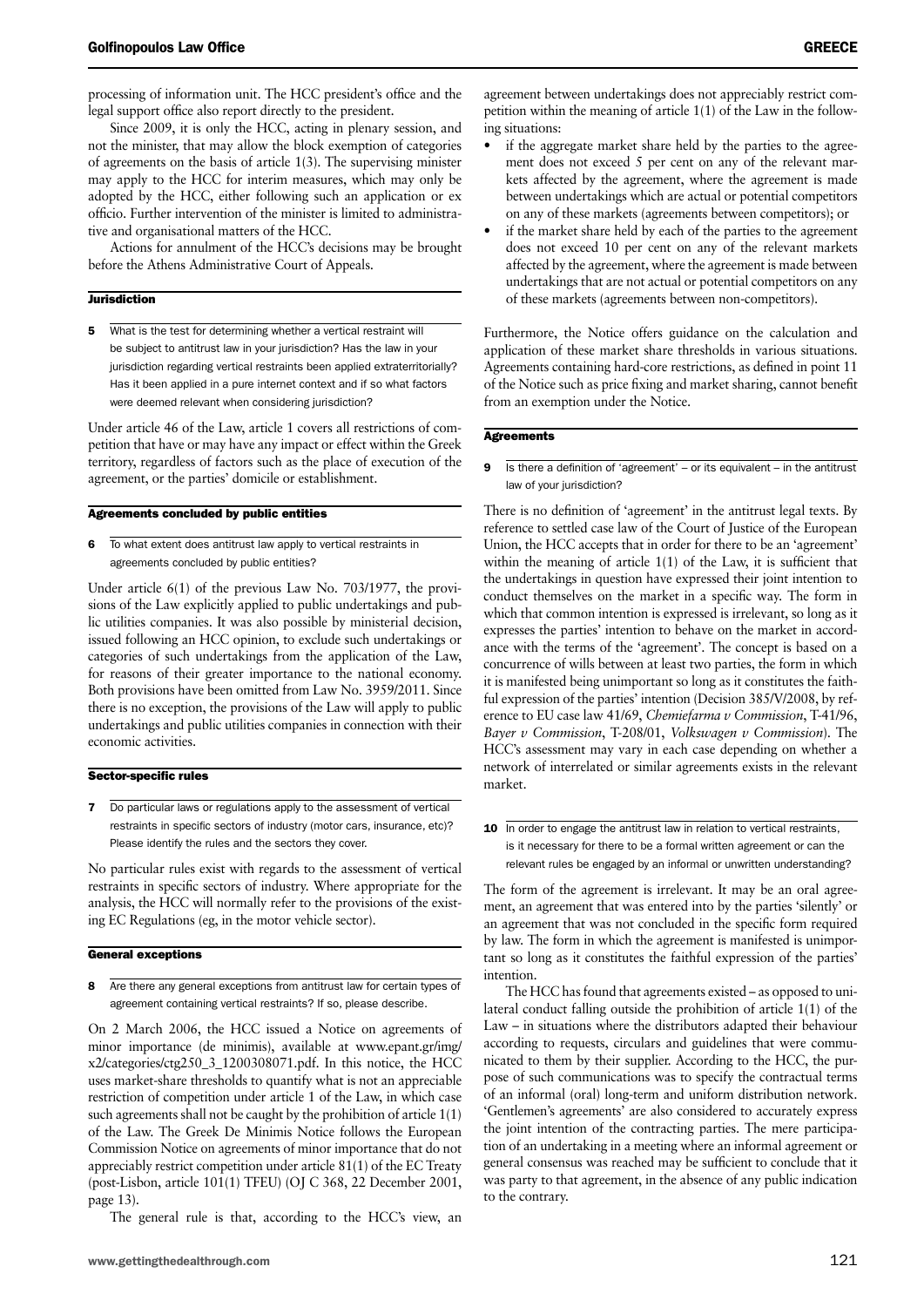processing of information unit. The HCC president's office and the legal support office also report directly to the president.

Since 2009, it is only the HCC, acting in plenary session, and not the minister, that may allow the block exemption of categories of agreements on the basis of article 1(3). The supervising minister may apply to the HCC for interim measures, which may only be adopted by the HCC, either following such an application or ex officio. Further intervention of the minister is limited to administrative and organisational matters of the HCC.

Actions for annulment of the HCC's decisions may be brought before the Athens Administrative Court of Appeals.

### Jurisdiction

**5** What is the test for determining whether a vertical restraint will be subject to antitrust law in your jurisdiction? Has the law in your jurisdiction regarding vertical restraints been applied extraterritorially? Has it been applied in a pure internet context and if so what factors were deemed relevant when considering jurisdiction?

Under article 46 of the Law, article 1 covers all restrictions of competition that have or may have any impact or effect within the Greek territory, regardless of factors such as the place of execution of the agreement, or the parties' domicile or establishment.

### Agreements concluded by public entities

**6** To what extent does antitrust law apply to vertical restraints in agreements concluded by public entities?

Under article 6(1) of the previous Law No. 703/1977, the provisions of the Law explicitly applied to public undertakings and public utilities companies. It was also possible by ministerial decision, issued following an HCC opinion, to exclude such undertakings or categories of such undertakings from the application of the Law, for reasons of their greater importance to the national economy. Both provisions have been omitted from Law No. 3959/2011. Since there is no exception, the provisions of the Law will apply to public undertakings and public utilities companies in connection with their economic activities.

### Sector-specific rules

**7** Do particular laws or regulations apply to the assessment of vertical restraints in specific sectors of industry (motor cars, insurance, etc)? Please identify the rules and the sectors they cover.

No particular rules exist with regards to the assessment of vertical restraints in specific sectors of industry. Where appropriate for the analysis, the HCC will normally refer to the provisions of the existing EC Regulations (eg, in the motor vehicle sector).

### General exceptions

**8** Are there any general exceptions from antitrust law for certain types of agreement containing vertical restraints? If so, please describe.

On 2 March 2006, the HCC issued a Notice on agreements of minor importance (de minimis), available at www.epant.gr/img/x2/categories/ctg250_3_1200308071.pdf. In this notice, the HCC uses market-share thresholds to quantify what is not an appreciable restriction of competition under article 1 of the Law, in which case such agreements shall not be caught by the prohibition of article 1(1) of the Law. The Greek De Minimis Notice follows the European Commission Notice on agreements of minor importance that do not appreciably restrict competition under article 81(1) of the EC Treaty (post-Lisbon, article 101(1) TFEU) (OJ C 368, 22 December 2001, page 13).

The general rule is that, according to the HCC's view, an agreement between undertakings does not appreciably restrict competition within the meaning of article 1(1) of the Law in the following situations:

- if the aggregate market share held by the parties to the agreement does not exceed 5 per cent on any of the relevant markets affected by the agreement, where the agreement is made between undertakings which are actual or potential competitors on any of these markets (agreements between competitors); or
- if the market share held by each of the parties to the agreement does not exceed 10 per cent on any of the relevant markets affected by the agreement, where the agreement is made between undertakings that are not actual or potential competitors on any of these markets (agreements between non-competitors).

Furthermore, the Notice offers guidance on the calculation and application of these market share thresholds in various situations. Agreements containing hard-core restrictions, as defined in point 11 of the Notice such as price fixing and market sharing, cannot benefit from an exemption under the Notice.

### Agreements

**9** Is there a definition of 'agreement' – or its equivalent – in the antitrust law of your jurisdiction?

There is no definition of 'agreement' in the antitrust legal texts. By reference to settled case law of the Court of Justice of the European Union, the HCC accepts that in order for there to be an 'agreement' within the meaning of article 1(1) of the Law, it is sufficient that the undertakings in question have expressed their joint intention to conduct themselves on the market in a specific way. The form in which that common intention is expressed is irrelevant, so long as it expresses the parties' intention to behave on the market in accordance with the terms of the 'agreement'. The concept is based on a concurrence of wills between at least two parties, the form in which it is manifested being unimportant so long as it constitutes the faithful expression of the parties' intention (Decision 385/V/2008, by reference to EU case law 41/69, *Chemiefarma v Commission*, T-41/96, *Bayer v Commission*, T-208/01, *Volkswagen v Commission*). The HCC's assessment may vary in each case depending on whether a network of interrelated or similar agreements exists in the relevant market.

**10** In order to engage the antitrust law in relation to vertical restraints, is it necessary for there to be a formal written agreement or can the relevant rules be engaged by an informal or unwritten understanding?

The form of the agreement is irrelevant. It may be an oral agreement, an agreement that was entered into by the parties 'silently' or an agreement that was not concluded in the specific form required by law. The form in which the agreement is manifested is unimportant so long as it constitutes the faithful expression of the parties' intention.

The HCC has found that agreements existed – as opposed to unilateral conduct falling outside the prohibition of article 1(1) of the Law – in situations where the distributors adapted their behaviour according to requests, circulars and guidelines that were communicated to them by their supplier. According to the HCC, the purpose of such communications was to specify the contractual terms of an informal (oral) long-term and uniform distribution network. 'Gentlemen's agreements' are also considered to accurately express the joint intention of the contracting parties. The mere participation of an undertaking in a meeting where an informal agreement or general consensus was reached may be sufficient to conclude that it was party to that agreement, in the absence of any public indication to the contrary.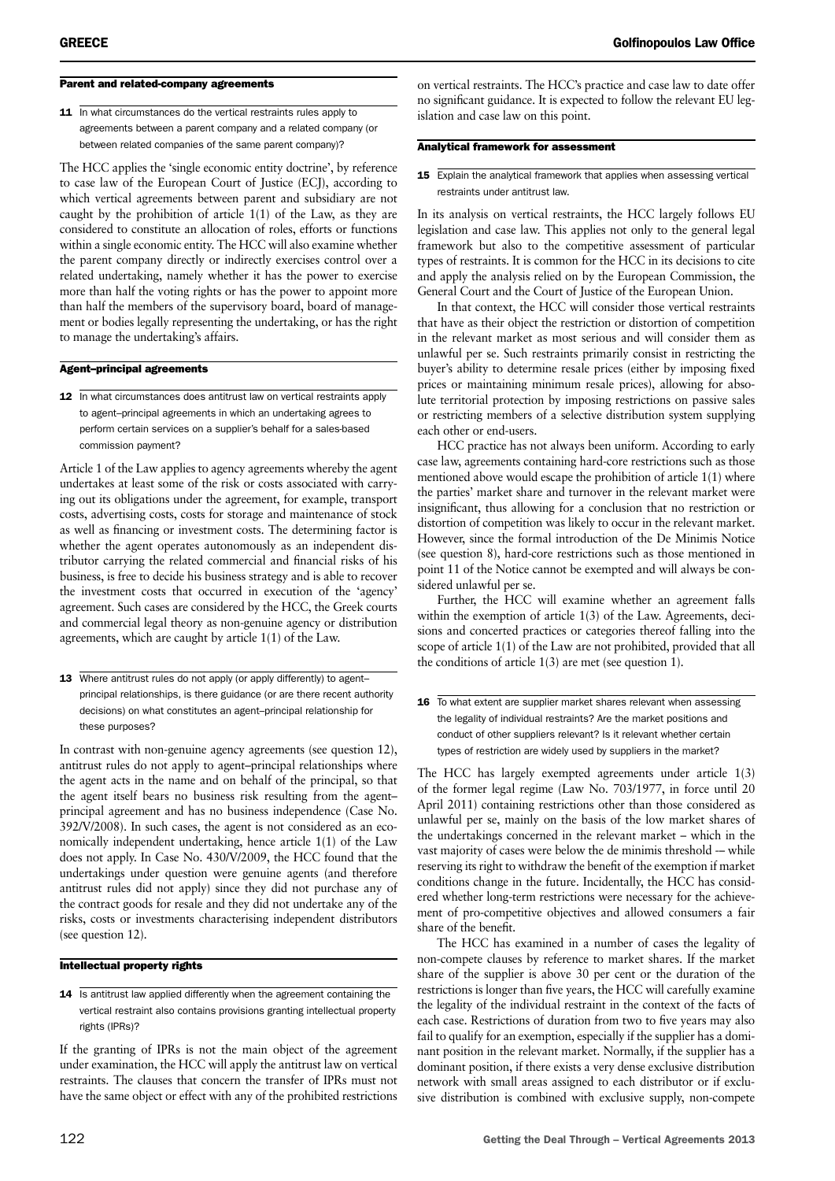### Parent and related-company agreements

**11** In what circumstances do the vertical restraints rules apply to agreements between a parent company and a related company (or between related companies of the same parent company)?

The HCC applies the 'single economic entity doctrine', by reference to case law of the European Court of Justice (ECJ), according to which vertical agreements between parent and subsidiary are not caught by the prohibition of article 1(1) of the Law, as they are considered to constitute an allocation of roles, efforts or functions within a single economic entity. The HCC will also examine whether the parent company directly or indirectly exercises control over a related undertaking, namely whether it has the power to exercise more than half the voting rights or has the power to appoint more than half the members of the supervisory board, board of management or bodies legally representing the undertaking, or has the right to manage the undertaking's affairs.

### Agent–principal agreements

**12** In what circumstances does antitrust law on vertical restraints apply to agent–principal agreements in which an undertaking agrees to perform certain services on a supplier's behalf for a sales-based commission payment?

Article 1 of the Law applies to agency agreements whereby the agent undertakes at least some of the risk or costs associated with carrying out its obligations under the agreement, for example, transport costs, advertising costs, costs for storage and maintenance of stock as well as financing or investment costs. The determining factor is whether the agent operates autonomously as an independent distributor carrying the related commercial and financial risks of his business, is free to decide his business strategy and is able to recover the investment costs that occurred in execution of the 'agency' agreement. Such cases are considered by the HCC, the Greek courts and commercial legal theory as non-genuine agency or distribution agreements, which are caught by article 1(1) of the Law.

**13** Where antitrust rules do not apply (or apply differently) to agent–principal relationships, is there guidance (or are there recent authority decisions) on what constitutes an agent–principal relationship for these purposes?

In contrast with non-genuine agency agreements (see question 12), antitrust rules do not apply to agent–principal relationships where the agent acts in the name and on behalf of the principal, so that the agent itself bears no business risk resulting from the agent–principal agreement and has no business independence (Case No. 392/V/2008). In such cases, the agent is not considered as an economically independent undertaking, hence article 1(1) of the Law does not apply. In Case No. 430/V/2009, the HCC found that the undertakings under question were genuine agents (and therefore antitrust rules did not apply) since they did not purchase any of the contract goods for resale and they did not undertake any of the risks, costs or investments characterising independent distributors (see question 12).

### Intellectual property rights

**14** Is antitrust law applied differently when the agreement containing the vertical restraint also contains provisions granting intellectual property rights (IPRs)?

If the granting of IPRs is not the main object of the agreement under examination, the HCC will apply the antitrust law on vertical restraints. The clauses that concern the transfer of IPRs must not have the same object or effect with any of the prohibited restrictions on vertical restraints. The HCC's practice and case law to date offer no significant guidance. It is expected to follow the relevant EU legislation and case law on this point.

### Analytical framework for assessment

**15** Explain the analytical framework that applies when assessing vertical restraints under antitrust law.

In its analysis on vertical restraints, the HCC largely follows EU legislation and case law. This applies not only to the general legal framework but also to the competitive assessment of particular types of restraints. It is common for the HCC in its decisions to cite and apply the analysis relied on by the European Commission, the General Court and the Court of Justice of the European Union.

In that context, the HCC will consider those vertical restraints that have as their object the restriction or distortion of competition in the relevant market as most serious and will consider them as unlawful per se. Such restraints primarily consist in restricting the buyer's ability to determine resale prices (either by imposing fixed prices or maintaining minimum resale prices), allowing for absolute territorial protection by imposing restrictions on passive sales or restricting members of a selective distribution system supplying each other or end-users.

HCC practice has not always been uniform. According to early case law, agreements containing hard-core restrictions such as those mentioned above would escape the prohibition of article 1(1) where the parties' market share and turnover in the relevant market were insignificant, thus allowing for a conclusion that no restriction or distortion of competition was likely to occur in the relevant market. However, since the formal introduction of the De Minimis Notice (see question 8), hard-core restrictions such as those mentioned in point 11 of the Notice cannot be exempted and will always be considered unlawful per se.

Further, the HCC will examine whether an agreement falls within the exemption of article 1(3) of the Law. Agreements, decisions and concerted practices or categories thereof falling into the scope of article 1(1) of the Law are not prohibited, provided that all the conditions of article 1(3) are met (see question 1).

**16** To what extent are supplier market shares relevant when assessing the legality of individual restraints? Are the market positions and conduct of other suppliers relevant? Is it relevant whether certain types of restriction are widely used by suppliers in the market?

The HCC has largely exempted agreements under article 1(3) of the former legal regime (Law No. 703/1977, in force until 20 April 2011) containing restrictions other than those considered as unlawful per se, mainly on the basis of the low market shares of the undertakings concerned in the relevant market – which in the vast majority of cases were below the de minimis threshold -– while reserving its right to withdraw the benefit of the exemption if market conditions change in the future. Incidentally, the HCC has considered whether long-term restrictions were necessary for the achievement of pro-competitive objectives and allowed consumers a fair share of the benefit.

The HCC has examined in a number of cases the legality of non-compete clauses by reference to market shares. If the market share of the supplier is above 30 per cent or the duration of the restrictions is longer than five years, the HCC will carefully examine the legality of the individual restraint in the context of the facts of each case. Restrictions of duration from two to five years may also fail to qualify for an exemption, especially if the supplier has a dominant position in the relevant market. Normally, if the supplier has a dominant position, if there exists a very dense exclusive distribution network with small areas assigned to each distributor or if exclusive distribution is combined with exclusive supply, non-compete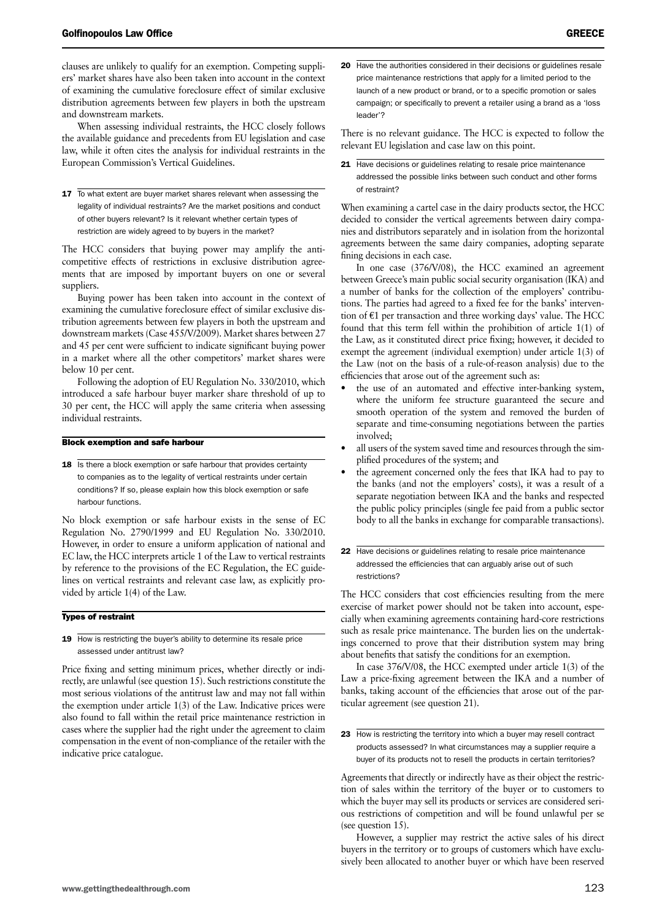clauses are unlikely to qualify for an exemption. Competing suppliers' market shares have also been taken into account in the context of examining the cumulative foreclosure effect of similar exclusive distribution agreements between few players in both the upstream and downstream markets.

When assessing individual restraints, the HCC closely follows the available guidance and precedents from EU legislation and case law, while it often cites the analysis for individual restraints in the European Commission's Vertical Guidelines.

**17** To what extent are buyer market shares relevant when assessing the legality of individual restraints? Are the market positions and conduct of other buyers relevant? Is it relevant whether certain types of restriction are widely agreed to by buyers in the market?

The HCC considers that buying power may amplify the anti-competitive effects of restrictions in exclusive distribution agreements that are imposed by important buyers on one or several suppliers.

Buying power has been taken into account in the context of examining the cumulative foreclosure effect of similar exclusive distribution agreements between few players in both the upstream and downstream markets (Case 455/V/2009). Market shares between 27 and 45 per cent were sufficient to indicate significant buying power in a market where all the other competitors' market shares were below 10 per cent.

Following the adoption of EU Regulation No. 330/2010, which introduced a safe harbour buyer marker share threshold of up to 30 per cent, the HCC will apply the same criteria when assessing individual restraints.

## Block exemption and safe harbour

**18** Is there a block exemption or safe harbour that provides certainty to companies as to the legality of vertical restraints under certain conditions? If so, please explain how this block exemption or safe harbour functions.

No block exemption or safe harbour exists in the sense of EC Regulation No. 2790/1999 and EU Regulation No. 330/2010. However, in order to ensure a uniform application of national and EC law, the HCC interprets article 1 of the Law to vertical restraints by reference to the provisions of the EC Regulation, the EC guidelines on vertical restraints and relevant case law, as explicitly provided by article 1(4) of the Law.

## Types of restraint

**19** How is restricting the buyer's ability to determine its resale price assessed under antitrust law?

Price fixing and setting minimum prices, whether directly or indirectly, are unlawful (see question 15). Such restrictions constitute the most serious violations of the antitrust law and may not fall within the exemption under article 1(3) of the Law. Indicative prices were also found to fall within the retail price maintenance restriction in cases where the supplier had the right under the agreement to claim compensation in the event of non-compliance of the retailer with the indicative price catalogue.

**20** Have the authorities considered in their decisions or guidelines resale price maintenance restrictions that apply for a limited period to the launch of a new product or brand, or to a specific promotion or sales campaign; or specifically to prevent a retailer using a brand as a 'loss leader'?

There is no relevant guidance. The HCC is expected to follow the relevant EU legislation and case law on this point.

**21** Have decisions or guidelines relating to resale price maintenance addressed the possible links between such conduct and other forms of restraint?

When examining a cartel case in the dairy products sector, the HCC decided to consider the vertical agreements between dairy companies and distributors separately and in isolation from the horizontal agreements between the same dairy companies, adopting separate fining decisions in each case.

In one case (376/V/08), the HCC examined an agreement between Greece's main public social security organisation (IKA) and a number of banks for the collection of the employers' contributions. The parties had agreed to a fixed fee for the banks' intervention of €1 per transaction and three working days' value. The HCC found that this term fell within the prohibition of article 1(1) of the Law, as it constituted direct price fixing; however, it decided to exempt the agreement (individual exemption) under article 1(3) of the Law (not on the basis of a rule-of-reason analysis) due to the efficiencies that arose out of the agreement such as:

- the use of an automated and effective inter-banking system, where the uniform fee structure guaranteed the secure and smooth operation of the system and removed the burden of separate and time-consuming negotiations between the parties involved;
- all users of the system saved time and resources through the simplified procedures of the system; and
- the agreement concerned only the fees that IKA had to pay to the banks (and not the employers' costs), it was a result of a separate negotiation between IKA and the banks and respected the public policy principles (single fee paid from a public sector body to all the banks in exchange for comparable transactions).

**22** Have decisions or guidelines relating to resale price maintenance addressed the efficiencies that can arguably arise out of such restrictions?

The HCC considers that cost efficiencies resulting from the mere exercise of market power should not be taken into account, especially when examining agreements containing hard-core restrictions such as resale price maintenance. The burden lies on the undertakings concerned to prove that their distribution system may bring about benefits that satisfy the conditions for an exemption.

In case 376/V/08, the HCC exempted under article 1(3) of the Law a price-fixing agreement between the IKA and a number of banks, taking account of the efficiencies that arose out of the particular agreement (see question 21).

**23** How is restricting the territory into which a buyer may resell contract products assessed? In what circumstances may a supplier require a buyer of its products not to resell the products in certain territories?

Agreements that directly or indirectly have as their object the restriction of sales within the territory of the buyer or to customers to which the buyer may sell its products or services are considered serious restrictions of competition and will be found unlawful per se (see question 15).

However, a supplier may restrict the active sales of his direct buyers in the territory or to groups of customers which have exclusively been allocated to another buyer or which have been reserved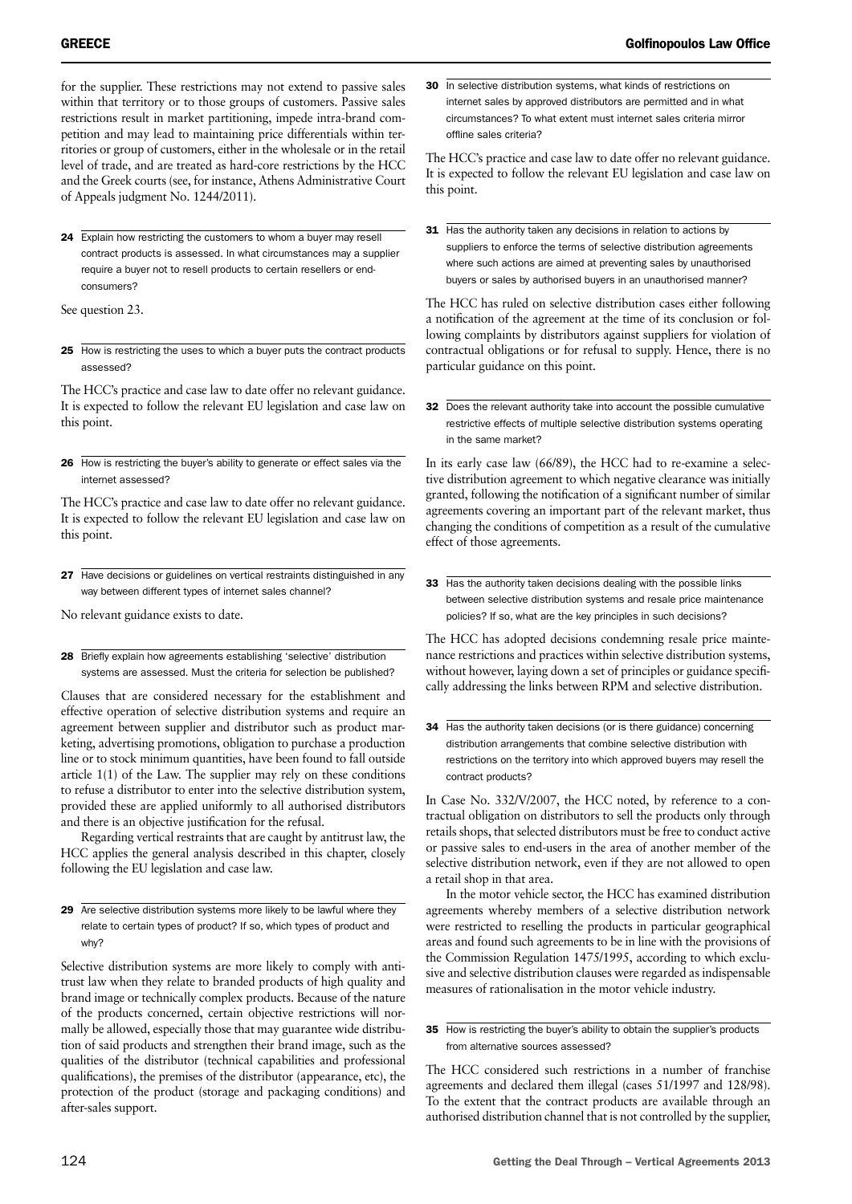for the supplier. These restrictions may not extend to passive sales within that territory or to those groups of customers. Passive sales restrictions result in market partitioning, impede intra-brand competition and may lead to maintaining price differentials within territories or group of customers, either in the wholesale or in the retail level of trade, and are treated as hard-core restrictions by the HCC and the Greek courts (see, for instance, Athens Administrative Court of Appeals judgment No. 1244/2011).

**24 Explain how restricting the customers to whom a buyer may resell contract products is assessed. In what circumstances may a supplier require a buyer not to resell products to certain resellers or end-consumers?**

See question 23.

**25 How is restricting the uses to which a buyer puts the contract products assessed?**

The HCC's practice and case law to date offer no relevant guidance. It is expected to follow the relevant EU legislation and case law on this point.

**26 How is restricting the buyer's ability to generate or effect sales via the internet assessed?**

The HCC's practice and case law to date offer no relevant guidance. It is expected to follow the relevant EU legislation and case law on this point.

**27 Have decisions or guidelines on vertical restraints distinguished in any way between different types of internet sales channel?**

No relevant guidance exists to date.

**28 Briefly explain how agreements establishing 'selective' distribution systems are assessed. Must the criteria for selection be published?**

Clauses that are considered necessary for the establishment and effective operation of selective distribution systems and require an agreement between supplier and distributor such as product marketing, advertising promotions, obligation to purchase a production line or to stock minimum quantities, have been found to fall outside article 1(1) of the Law. The supplier may rely on these conditions to refuse a distributor to enter into the selective distribution system, provided these are applied uniformly to all authorised distributors and there is an objective justification for the refusal.

Regarding vertical restraints that are caught by antitrust law, the HCC applies the general analysis described in this chapter, closely following the EU legislation and case law.

**29 Are selective distribution systems more likely to be lawful where they relate to certain types of product? If so, which types of product and why?**

Selective distribution systems are more likely to comply with antitrust law when they relate to branded products of high quality and brand image or technically complex products. Because of the nature of the products concerned, certain objective restrictions will normally be allowed, especially those that may guarantee wide distribution of said products and strengthen their brand image, such as the qualities of the distributor (technical capabilities and professional qualifications), the premises of the distributor (appearance, etc), the protection of the product (storage and packaging conditions) and after-sales support.

**30 In selective distribution systems, what kinds of restrictions on internet sales by approved distributors are permitted and in what circumstances? To what extent must internet sales criteria mirror offline sales criteria?**

The HCC's practice and case law to date offer no relevant guidance. It is expected to follow the relevant EU legislation and case law on this point.

**31 Has the authority taken any decisions in relation to actions by suppliers to enforce the terms of selective distribution agreements where such actions are aimed at preventing sales by unauthorised buyers or sales by authorised buyers in an unauthorised manner?**

The HCC has ruled on selective distribution cases either following a notification of the agreement at the time of its conclusion or following complaints by distributors against suppliers for violation of contractual obligations or for refusal to supply. Hence, there is no particular guidance on this point.

**32 Does the relevant authority take into account the possible cumulative restrictive effects of multiple selective distribution systems operating in the same market?**

In its early case law (66/89), the HCC had to re-examine a selective distribution agreement to which negative clearance was initially granted, following the notification of a significant number of similar agreements covering an important part of the relevant market, thus changing the conditions of competition as a result of the cumulative effect of those agreements.

**33 Has the authority taken decisions dealing with the possible links between selective distribution systems and resale price maintenance policies? If so, what are the key principles in such decisions?**

The HCC has adopted decisions condemning resale price maintenance restrictions and practices within selective distribution systems, without however, laying down a set of principles or guidance specifically addressing the links between RPM and selective distribution.

**34 Has the authority taken decisions (or is there guidance) concerning distribution arrangements that combine selective distribution with restrictions on the territory into which approved buyers may resell the contract products?**

In Case No. 332/V/2007, the HCC noted, by reference to a contractual obligation on distributors to sell the products only through retails shops, that selected distributors must be free to conduct active or passive sales to end-users in the area of another member of the selective distribution network, even if they are not allowed to open a retail shop in that area.

In the motor vehicle sector, the HCC has examined distribution agreements whereby members of a selective distribution network were restricted to reselling the products in particular geographical areas and found such agreements to be in line with the provisions of the Commission Regulation 1475/1995, according to which exclusive and selective distribution clauses were regarded as indispensable measures of rationalisation in the motor vehicle industry.

**35 How is restricting the buyer's ability to obtain the supplier's products from alternative sources assessed?**

The HCC considered such restrictions in a number of franchise agreements and declared them illegal (cases 51/1997 and 128/98). To the extent that the contract products are available through an authorised distribution channel that is not controlled by the supplier,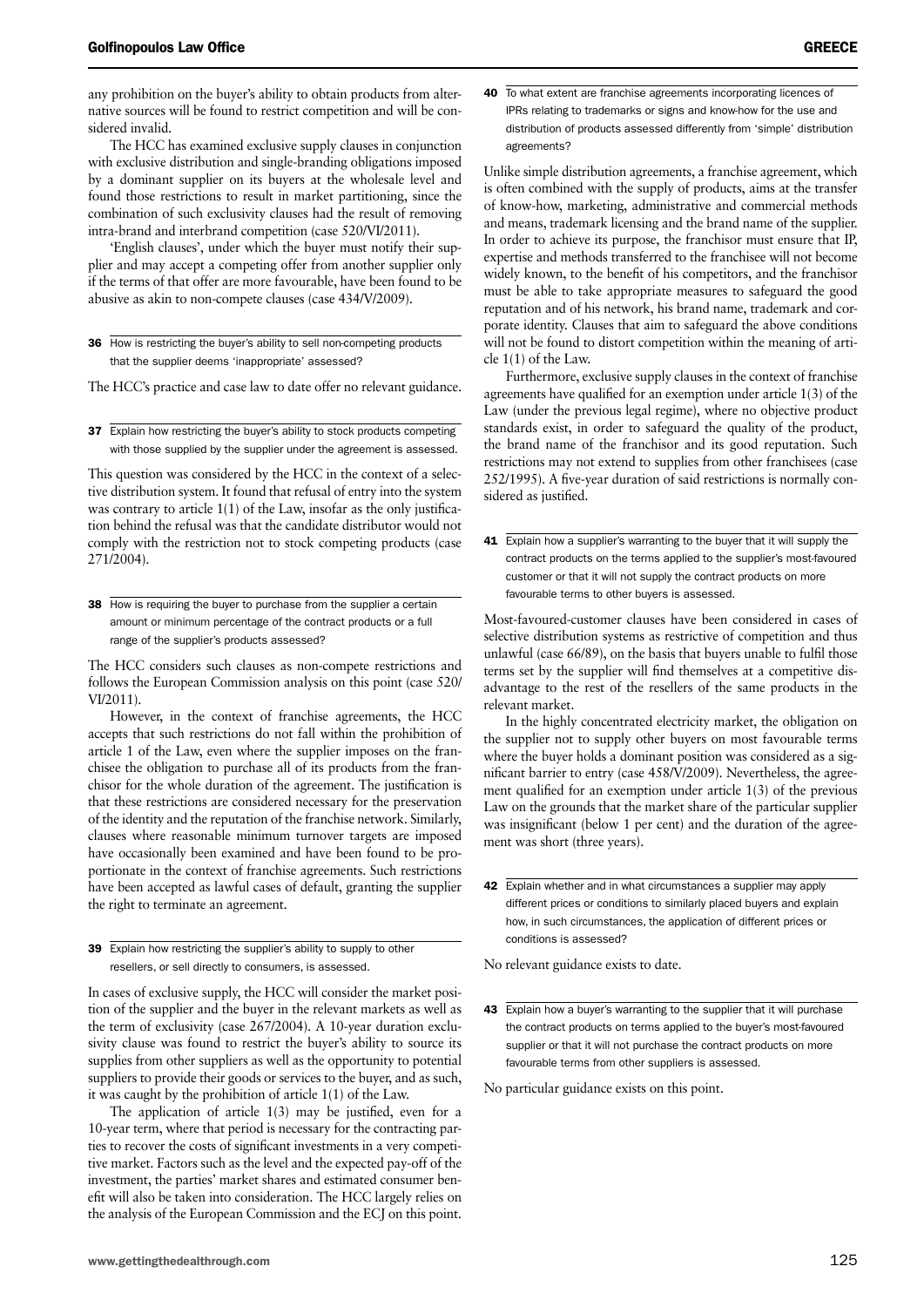any prohibition on the buyer's ability to obtain products from alternative sources will be found to restrict competition and will be considered invalid.

The HCC has examined exclusive supply clauses in conjunction with exclusive distribution and single-branding obligations imposed by a dominant supplier on its buyers at the wholesale level and found those restrictions to result in market partitioning, since the combination of such exclusivity clauses had the result of removing intra-brand and interbrand competition (case 520/VI/2011).

'English clauses', under which the buyer must notify their supplier and may accept a competing offer from another supplier only if the terms of that offer are more favourable, have been found to be abusive as akin to non-compete clauses (case 434/V/2009).

**36** How is restricting the buyer's ability to sell non-competing products that the supplier deems 'inappropriate' assessed?

The HCC's practice and case law to date offer no relevant guidance.

**37** Explain how restricting the buyer's ability to stock products competing with those supplied by the supplier under the agreement is assessed.

This question was considered by the HCC in the context of a selective distribution system. It found that refusal of entry into the system was contrary to article 1(1) of the Law, insofar as the only justification behind the refusal was that the candidate distributor would not comply with the restriction not to stock competing products (case 271/2004).

**38** How is requiring the buyer to purchase from the supplier a certain amount or minimum percentage of the contract products or a full range of the supplier's products assessed?

The HCC considers such clauses as non-compete restrictions and follows the European Commission analysis on this point (case 520/VI/2011).

However, in the context of franchise agreements, the HCC accepts that such restrictions do not fall within the prohibition of article 1 of the Law, even where the supplier imposes on the franchisee the obligation to purchase all of its products from the franchisor for the whole duration of the agreement. The justification is that these restrictions are considered necessary for the preservation of the identity and the reputation of the franchise network. Similarly, clauses where reasonable minimum turnover targets are imposed have occasionally been examined and have been found to be proportionate in the context of franchise agreements. Such restrictions have been accepted as lawful cases of default, granting the supplier the right to terminate an agreement.

**39** Explain how restricting the supplier's ability to supply to other resellers, or sell directly to consumers, is assessed.

In cases of exclusive supply, the HCC will consider the market position of the supplier and the buyer in the relevant markets as well as the term of exclusivity (case 267/2004). A 10-year duration exclusivity clause was found to restrict the buyer's ability to source its supplies from other suppliers as well as the opportunity to potential suppliers to provide their goods or services to the buyer, and as such, it was caught by the prohibition of article 1(1) of the Law.

The application of article 1(3) may be justified, even for a 10-year term, where that period is necessary for the contracting parties to recover the costs of significant investments in a very competitive market. Factors such as the level and the expected pay-off of the investment, the parties' market shares and estimated consumer benefit will also be taken into consideration. The HCC largely relies on the analysis of the European Commission and the ECJ on this point.

**40** To what extent are franchise agreements incorporating licences of IPRs relating to trademarks or signs and know-how for the use and distribution of products assessed differently from 'simple' distribution agreements?

Unlike simple distribution agreements, a franchise agreement, which is often combined with the supply of products, aims at the transfer of know-how, marketing, administrative and commercial methods and means, trademark licensing and the brand name of the supplier. In order to achieve its purpose, the franchisor must ensure that IP, expertise and methods transferred to the franchisee will not become widely known, to the benefit of his competitors, and the franchisor must be able to take appropriate measures to safeguard the good reputation and of his network, his brand name, trademark and corporate identity. Clauses that aim to safeguard the above conditions will not be found to distort competition within the meaning of article 1(1) of the Law.

Furthermore, exclusive supply clauses in the context of franchise agreements have qualified for an exemption under article 1(3) of the Law (under the previous legal regime), where no objective product standards exist, in order to safeguard the quality of the product, the brand name of the franchisor and its good reputation. Such restrictions may not extend to supplies from other franchisees (case 252/1995). A five-year duration of said restrictions is normally considered as justified.

**41** Explain how a supplier's warranting to the buyer that it will supply the contract products on the terms applied to the supplier's most-favoured customer or that it will not supply the contract products on more favourable terms to other buyers is assessed.

Most-favoured-customer clauses have been considered in cases of selective distribution systems as restrictive of competition and thus unlawful (case 66/89), on the basis that buyers unable to fulfil those terms set by the supplier will find themselves at a competitive disadvantage to the rest of the resellers of the same products in the relevant market.

In the highly concentrated electricity market, the obligation on the supplier not to supply other buyers on most favourable terms where the buyer holds a dominant position was considered as a significant barrier to entry (case 458/V/2009). Nevertheless, the agreement qualified for an exemption under article 1(3) of the previous Law on the grounds that the market share of the particular supplier was insignificant (below 1 per cent) and the duration of the agreement was short (three years).

**42** Explain whether and in what circumstances a supplier may apply different prices or conditions to similarly placed buyers and explain how, in such circumstances, the application of different prices or conditions is assessed?

No relevant guidance exists to date.

**43** Explain how a buyer's warranting to the supplier that it will purchase the contract products on terms applied to the buyer's most-favoured supplier or that it will not purchase the contract products on more favourable terms from other suppliers is assessed.

No particular guidance exists on this point.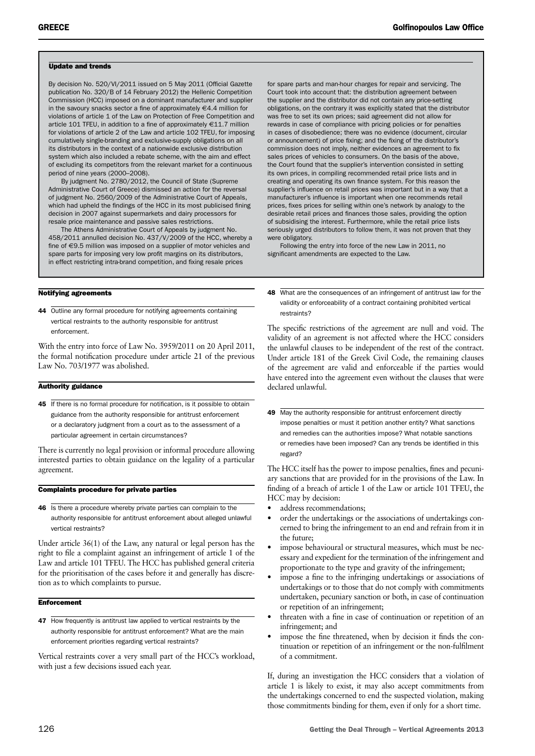## Update and trends

By decision No. 520/VI/2011 issued on 5 May 2011 (Official Gazette publication No. 320/B of 14 February 2012) the Hellenic Competition Commission (HCC) imposed on a dominant manufacturer and supplier in the savoury snacks sector a fine of approximately €4.4 million for violations of article 1 of the Law on Protection of Free Competition and article 101 TFEU, in addition to a fine of approximately €11.7 million for violations of article 2 of the Law and article 102 TFEU, for imposing cumulatively single-branding and exclusive-supply obligations on all its distributors in the context of a nationwide exclusive distribution system which also included a rebate scheme, with the aim and effect of excluding its competitors from the relevant market for a continuous period of nine years (2000–2008).

By judgment No. 2780/2012, the Council of State (Supreme Administrative Court of Greece) dismissed an action for the reversal of judgment No. 2560/2009 of the Administrative Court of Appeals, which had upheld the findings of the HCC in its most publicised fining decision in 2007 against supermarkets and dairy processors for resale price maintenance and passive sales restrictions.

The Athens Administrative Court of Appeals by judgment No. 458/2011 annulled decision No. 437/V/2009 of the HCC, whereby a fine of €9.5 million was imposed on a supplier of motor vehicles and spare parts for imposing very low profit margins on its distributors, in effect restricting intra-brand competition, and fixing resale prices for spare parts and man-hour charges for repair and servicing. The Court took into account that: the distribution agreement between the supplier and the distributor did not contain any price-setting obligations, on the contrary it was explicitly stated that the distributor was free to set its own prices; said agreement did not allow for rewards in case of compliance with pricing policies or for penalties in cases of disobedience; there was no evidence (document, circular or announcement) of price fixing; and the fixing of the distributor's commission does not imply, neither evidences an agreement to fix sales prices of vehicles to consumers. On the basis of the above, the Court found that the supplier's intervention consisted in setting its own prices, in compiling recommended retail price lists and in creating and operating its own finance system. For this reason the supplier's influence on retail prices was important but in a way that a manufacturer's influence is important when one recommends retail prices, fixes prices for selling within one's network by analogy to the desirable retail prices and finances those sales, providing the option of subsidising the interest. Furthermore, while the retail price lists seriously urged distributors to follow them, it was not proven that they were obligatory.

Following the entry into force of the new Law in 2011, no significant amendments are expected to the Law.

### Notifying agreements

**44** Outline any formal procedure for notifying agreements containing vertical restraints to the authority responsible for antitrust enforcement.

With the entry into force of Law No. 3959/2011 on 20 April 2011, the formal notification procedure under article 21 of the previous Law No. 703/1977 was abolished.

### Authority guidance

**45** If there is no formal procedure for notification, is it possible to obtain guidance from the authority responsible for antitrust enforcement or a declaratory judgment from a court as to the assessment of a particular agreement in certain circumstances?

There is currently no legal provision or informal procedure allowing interested parties to obtain guidance on the legality of a particular agreement.

### Complaints procedure for private parties

**46** Is there a procedure whereby private parties can complain to the authority responsible for antitrust enforcement about alleged unlawful vertical restraints?

Under article 36(1) of the Law, any natural or legal person has the right to file a complaint against an infringement of article 1 of the Law and article 101 TFEU. The HCC has published general criteria for the prioritisation of the cases before it and generally has discretion as to which complaints to pursue.

### Enforcement

**47** How frequently is antitrust law applied to vertical restraints by the authority responsible for antitrust enforcement? What are the main enforcement priorities regarding vertical restraints?

Vertical restraints cover a very small part of the HCC's workload, with just a few decisions issued each year.

**48** What are the consequences of an infringement of antitrust law for the validity or enforceability of a contract containing prohibited vertical restraints?

The specific restrictions of the agreement are null and void. The validity of an agreement is not affected where the HCC considers the unlawful clauses to be independent of the rest of the contract. Under article 181 of the Greek Civil Code, the remaining clauses of the agreement are valid and enforceable if the parties would have entered into the agreement even without the clauses that were declared unlawful.

**49** May the authority responsible for antitrust enforcement directly impose penalties or must it petition another entity? What sanctions and remedies can the authorities impose? What notable sanctions or remedies have been imposed? Can any trends be identified in this regard?

The HCC itself has the power to impose penalties, fines and pecuniary sanctions that are provided for in the provisions of the Law. In finding of a breach of article 1 of the Law or article 101 TFEU, the HCC may by decision:

- address recommendations;
- order the undertakings or the associations of undertakings concerned to bring the infringement to an end and refrain from it in the future;
- impose behavioural or structural measures, which must be necessary and expedient for the termination of the infringement and proportionate to the type and gravity of the infringement;
- impose a fine to the infringing undertakings or associations of undertakings or to those that do not comply with commitments undertaken, pecuniary sanction or both, in case of continuation or repetition of an infringement;
- threaten with a fine in case of continuation or repetition of an infringement; and
- impose the fine threatened, when by decision it finds the continuation or repetition of an infringement or the non-fulfilment of a commitment.

If, during an investigation the HCC considers that a violation of article 1 is likely to exist, it may also accept commitments from the undertakings concerned to end the suspected violation, making those commitments binding for them, even if only for a short time.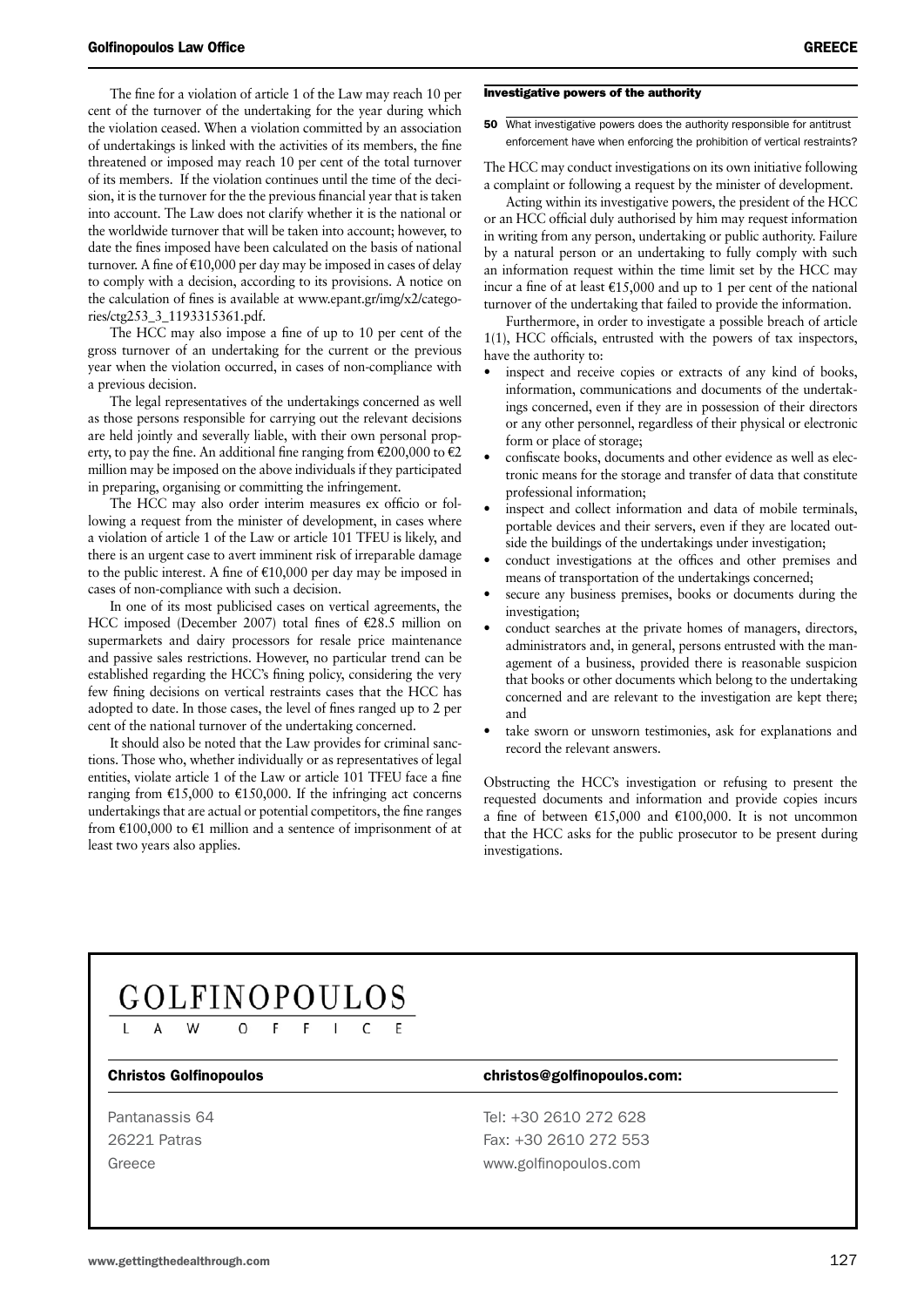The fine for a violation of article 1 of the Law may reach 10 per cent of the turnover of the undertaking for the year during which the violation ceased. When a violation committed by an association of undertakings is linked with the activities of its members, the fine threatened or imposed may reach 10 per cent of the total turnover of its members. If the violation continues until the time of the decision, it is the turnover for the the previous financial year that is taken into account. The Law does not clarify whether it is the national or the worldwide turnover that will be taken into account; however, to date the fines imposed have been calculated on the basis of national turnover. A fine of €10,000 per day may be imposed in cases of delay to comply with a decision, according to its provisions. A notice on the calculation of fines is available at www.epant.gr/img/x2/categories/ctg253_3_1193315361.pdf.

The HCC may also impose a fine of up to 10 per cent of the gross turnover of an undertaking for the current or the previous year when the violation occurred, in cases of non-compliance with a previous decision.

The legal representatives of the undertakings concerned as well as those persons responsible for carrying out the relevant decisions are held jointly and severally liable, with their own personal property, to pay the fine. An additional fine ranging from €200,000 to €2 million may be imposed on the above individuals if they participated in preparing, organising or committing the infringement.

The HCC may also order interim measures ex officio or following a request from the minister of development, in cases where a violation of article 1 of the Law or article 101 TFEU is likely, and there is an urgent case to avert imminent risk of irreparable damage to the public interest. A fine of €10,000 per day may be imposed in cases of non-compliance with such a decision.

In one of its most publicised cases on vertical agreements, the HCC imposed (December 2007) total fines of €28.5 million on supermarkets and dairy processors for resale price maintenance and passive sales restrictions. However, no particular trend can be established regarding the HCC's fining policy, considering the very few fining decisions on vertical restraints cases that the HCC has adopted to date. In those cases, the level of fines ranged up to 2 per cent of the national turnover of the undertaking concerned.

It should also be noted that the Law provides for criminal sanctions. Those who, whether individually or as representatives of legal entities, violate article 1 of the Law or article 101 TFEU face a fine ranging from €15,000 to €150,000. If the infringing act concerns undertakings that are actual or potential competitors, the fine ranges from €100,000 to €1 million and a sentence of imprisonment of at least two years also applies.

### Investigative powers of the authority

**50** What investigative powers does the authority responsible for antitrust enforcement have when enforcing the prohibition of vertical restraints?

The HCC may conduct investigations on its own initiative following a complaint or following a request by the minister of development.

Acting within its investigative powers, the president of the HCC or an HCC official duly authorised by him may request information in writing from any person, undertaking or public authority. Failure by a natural person or an undertaking to fully comply with such an information request within the time limit set by the HCC may incur a fine of at least €15,000 and up to 1 per cent of the national turnover of the undertaking that failed to provide the information.

Furthermore, in order to investigate a possible breach of article 1(1), HCC officials, entrusted with the powers of tax inspectors, have the authority to:

- inspect and receive copies or extracts of any kind of books, information, communications and documents of the undertakings concerned, even if they are in possession of their directors or any other personnel, regardless of their physical or electronic form or place of storage;
- confiscate books, documents and other evidence as well as electronic means for the storage and transfer of data that constitute professional information;
- inspect and collect information and data of mobile terminals, portable devices and their servers, even if they are located outside the buildings of the undertakings under investigation;
- conduct investigations at the offices and other premises and means of transportation of the undertakings concerned;
- secure any business premises, books or documents during the investigation;
- conduct searches at the private homes of managers, directors, administrators and, in general, persons entrusted with the management of a business, provided there is reasonable suspicion that books or other documents which belong to the undertaking concerned and are relevant to the investigation are kept there; and
- take sworn or unsworn testimonies, ask for explanations and record the relevant answers.

Obstructing the HCC's investigation or refusing to present the requested documents and information and provide copies incurs a fine of between €15,000 and €100,000. It is not uncommon that the HCC asks for the public prosecutor to be present during investigations.

GOLFINOPOULOS
LAW OFFICE

**Christos Golfinopoulos** | **christos@golfinopoulos.com:**

Pantanassis 64
26221 Patras
Greece

Tel: +30 2610 272 628
Fax: +30 2610 272 553
www.golfinopoulos.com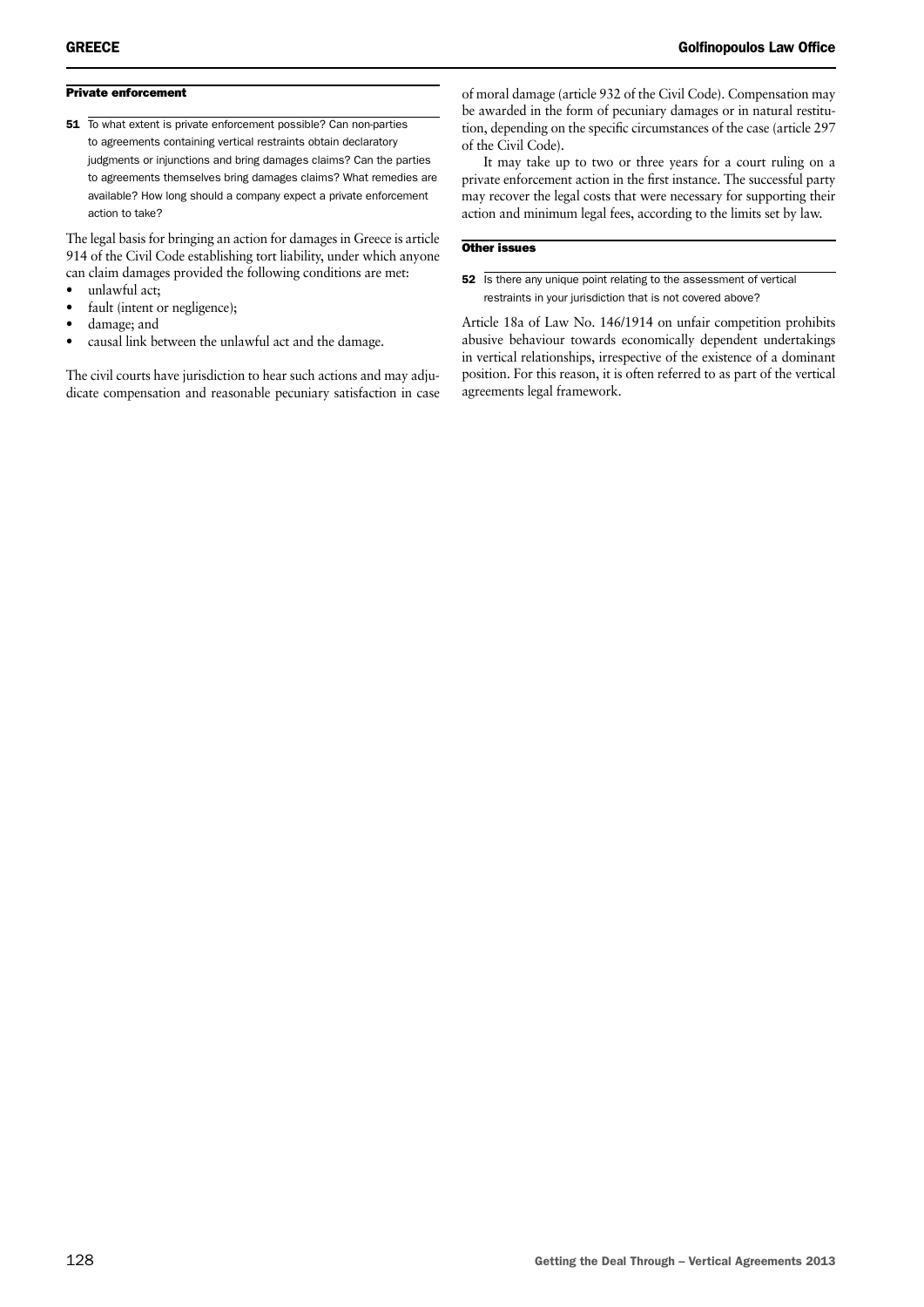## Private enforcement

**51** To what extent is private enforcement possible? Can non-parties to agreements containing vertical restraints obtain declaratory judgments or injunctions and bring damages claims? Can the parties to agreements themselves bring damages claims? What remedies are available? How long should a company expect a private enforcement action to take?

The legal basis for bringing an action for damages in Greece is article 914 of the Civil Code establishing tort liability, under which anyone can claim damages provided the following conditions are met:

- unlawful act;
- fault (intent or negligence);
- damage; and
- causal link between the unlawful act and the damage.

The civil courts have jurisdiction to hear such actions and may adjudicate compensation and reasonable pecuniary satisfaction in case of moral damage (article 932 of the Civil Code). Compensation may be awarded in the form of pecuniary damages or in natural restitution, depending on the specific circumstances of the case (article 297 of the Civil Code).

It may take up to two or three years for a court ruling on a private enforcement action in the first instance. The successful party may recover the legal costs that were necessary for supporting their action and minimum legal fees, according to the limits set by law.

## Other issues

**52** Is there any unique point relating to the assessment of vertical restraints in your jurisdiction that is not covered above?

Article 18a of Law No. 146/1914 on unfair competition prohibits abusive behaviour towards economically dependent undertakings in vertical relationships, irrespective of the existence of a dominant position. For this reason, it is often referred to as part of the vertical agreements legal framework.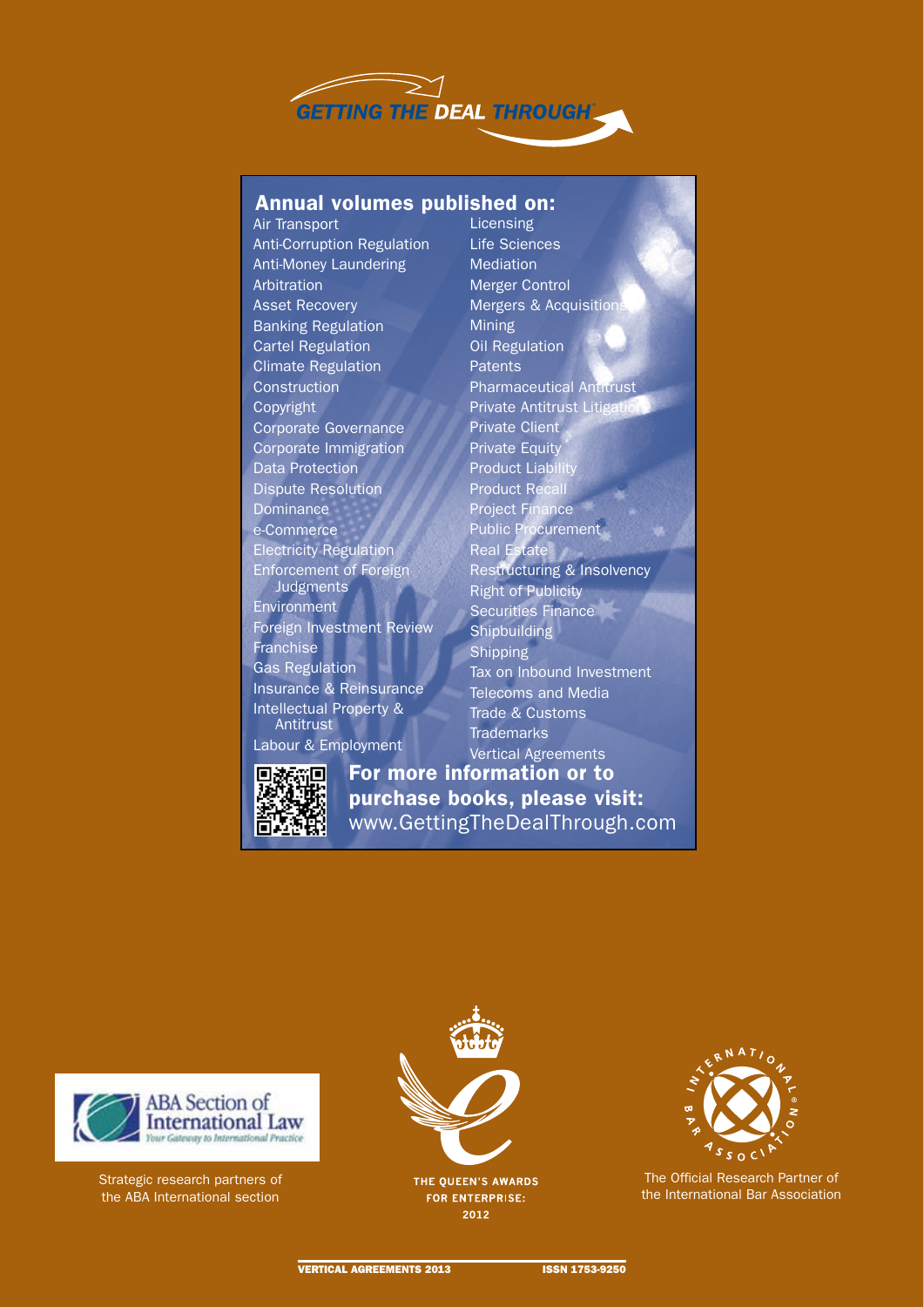GETTING THE DEAL THROUGH

## Annual volumes published on:

- Air Transport
- Anti-Corruption Regulation
- Anti-Money Laundering
- Arbitration
- Asset Recovery
- Banking Regulation
- Cartel Regulation
- Climate Regulation
- Construction
- Copyright
- Corporate Governance
- Corporate Immigration
- Data Protection
- Dispute Resolution
- Dominance
- e-Commerce
- Electricity Regulation
- Enforcement of Foreign Judgments
- Environment
- Foreign Investment Review
- Franchise
- Gas Regulation
- Insurance & Reinsurance
- Intellectual Property & Antitrust
- Labour & Employment
- Licensing
- Life Sciences
- Mediation
- Merger Control
- Mergers & Acquisitions
- Mining
- Oil Regulation
- Patents
- Pharmaceutical Antitrust
- Private Antitrust Litigation
- Private Client
- Private Equity
- Product Liability
- Product Recall
- Project Finance
- Public Procurement
- Real Estate
- Restructuring & Insolvency
- Right of Publicity
- Securities Finance
- Shipbuilding
- Shipping
- Tax on Inbound Investment
- Telecoms and Media
- Trade & Customs
- Trademarks
- Vertical Agreements

**For more information or to purchase books, please visit:**
www.GettingTheDealThrough.com

ABA Section of International Law
*Your Gateway to International Practice*

Strategic research partners of the ABA International section

THE QUEEN'S AWARDS FOR ENTERPRISE: 2012

The Official Research Partner of the International Bar Association

VERTICAL AGREEMENTS 2013 ISSN 1753-9250